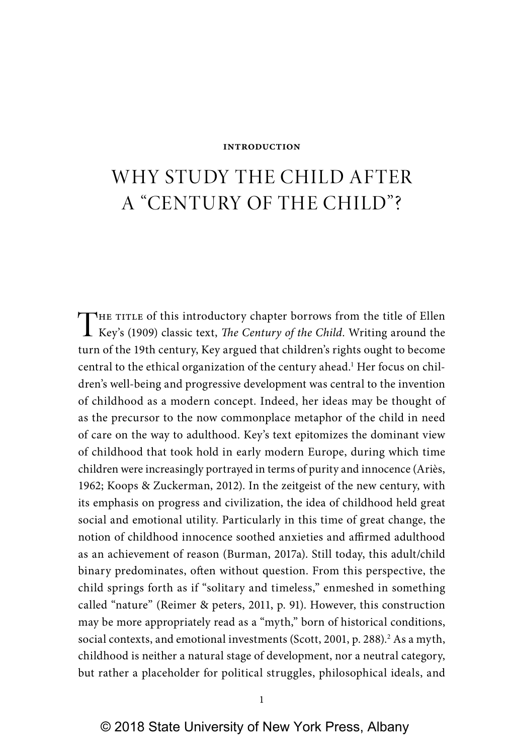**INTRODUCTION**

# WHY STUDY THE CHILD AFTER A "CENTURY OF THE CHILD"?

The title of this introductory chapter borrows from the title of Ellen Key's (1909) classic text, *The Century of the Child*. Writing around the turn of the 19th century, Key argued that children's rights ought to become central to the ethical organization of the century ahead.[1] Her focus on children's well-being and progressive development was central to the invention of childhood as a modern concept. Indeed, her ideas may be thought of as the precursor to the now commonplace metaphor of the child in need of care on the way to adulthood. Key's text epitomizes the dominant view of childhood that took hold in early modern Europe, during which time children were increasingly portrayed in terms of purity and innocence (Ariès, 1962; Koops & Zuckerman, 2012). In the zeitgeist of the new century, with its emphasis on progress and civilization, the idea of childhood held great social and emotional utility. Particularly in this time of great change, the notion of childhood innocence soothed anxieties and affirmed adulthood as an achievement of reason (Burman, 2017a). Still today, this adult/child binary predominates, often without question. From this perspective, the child springs forth as if "solitary and timeless," enmeshed in something called "nature" (Reimer & peters, 2011, p. 91). However, this construction may be more appropriately read as a "myth," born of historical conditions, social contexts, and emotional investments (Scott, 2001, p. 288).[2] As a myth, childhood is neither a natural stage of development, nor a neutral category, but rather a placeholder for political struggles, philosophical ideals, and

© 2018 State University of New York Press, Albany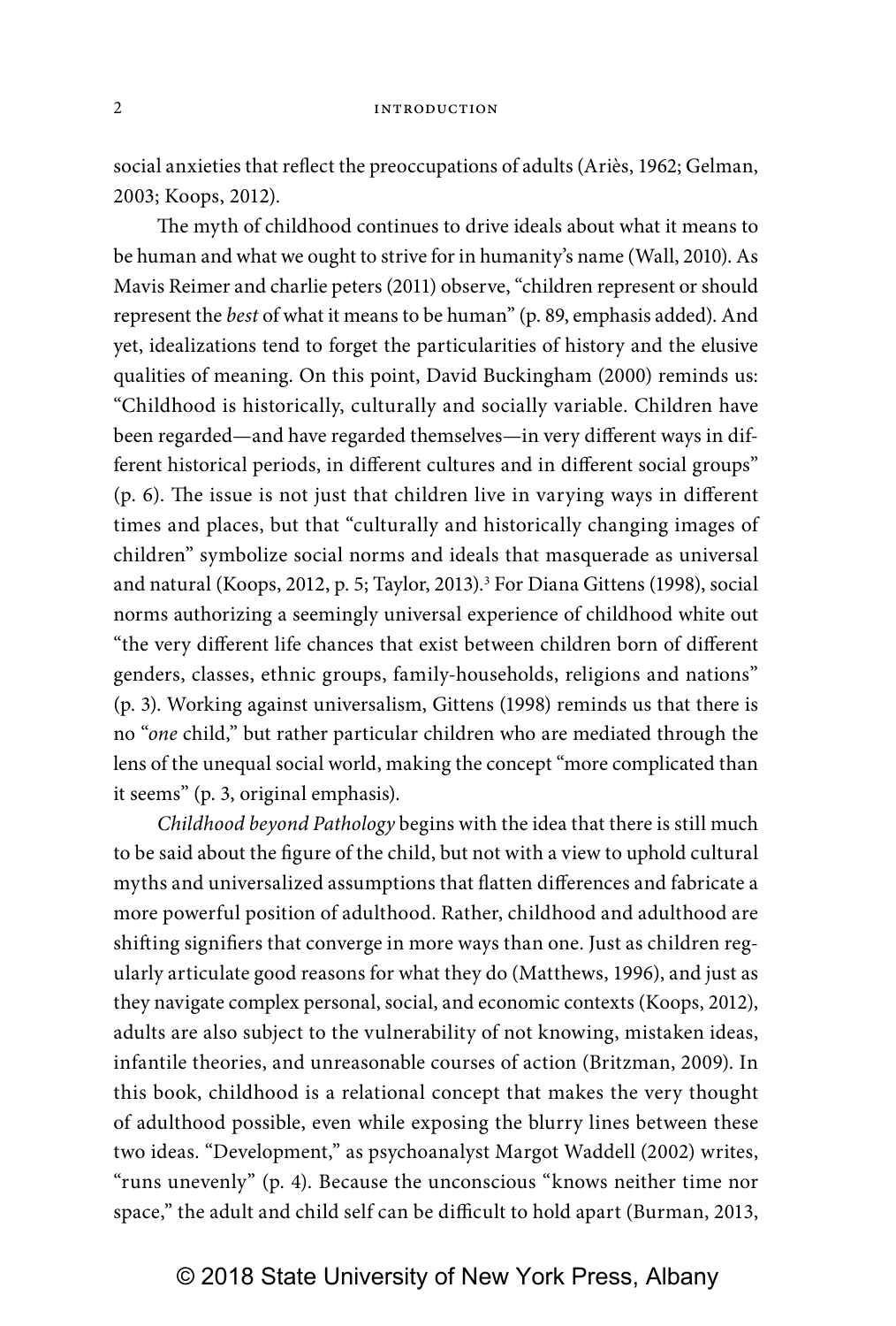social anxieties that reflect the preoccupations of adults (Ariès, 1962; Gelman, 2003; Koops, 2012).

The myth of childhood continues to drive ideals about what it means to be human and what we ought to strive for in humanity's name (Wall, 2010). As Mavis Reimer and charlie peters (2011) observe, "children represent or should represent the *best* of what it means to be human" (p. 89, emphasis added). And yet, idealizations tend to forget the particularities of history and the elusive qualities of meaning. On this point, David Buckingham (2000) reminds us: "Childhood is historically, culturally and socially variable. Children have been regarded—and have regarded themselves—in very different ways in different historical periods, in different cultures and in different social groups" (p. 6). The issue is not just that children live in varying ways in different times and places, but that "culturally and historically changing images of children" symbolize social norms and ideals that masquerade as universal and natural (Koops, 2012, p. 5; Taylor, 2013).[3] For Diana Gittens (1998), social norms authorizing a seemingly universal experience of childhood white out "the very different life chances that exist between children born of different genders, classes, ethnic groups, family-households, religions and nations" (p. 3). Working against universalism, Gittens (1998) reminds us that there is no "*one* child," but rather particular children who are mediated through the lens of the unequal social world, making the concept "more complicated than it seems" (p. 3, original emphasis).

*Childhood beyond Pathology* begins with the idea that there is still much to be said about the figure of the child, but not with a view to uphold cultural myths and universalized assumptions that flatten differences and fabricate a more powerful position of adulthood. Rather, childhood and adulthood are shifting signifiers that converge in more ways than one. Just as children regularly articulate good reasons for what they do (Matthews, 1996), and just as they navigate complex personal, social, and economic contexts (Koops, 2012), adults are also subject to the vulnerability of not knowing, mistaken ideas, infantile theories, and unreasonable courses of action (Britzman, 2009). In this book, childhood is a relational concept that makes the very thought of adulthood possible, even while exposing the blurry lines between these two ideas. "Development," as psychoanalyst Margot Waddell (2002) writes, "runs unevenly" (p. 4). Because the unconscious "knows neither time nor space," the adult and child self can be difficult to hold apart (Burman, 2013,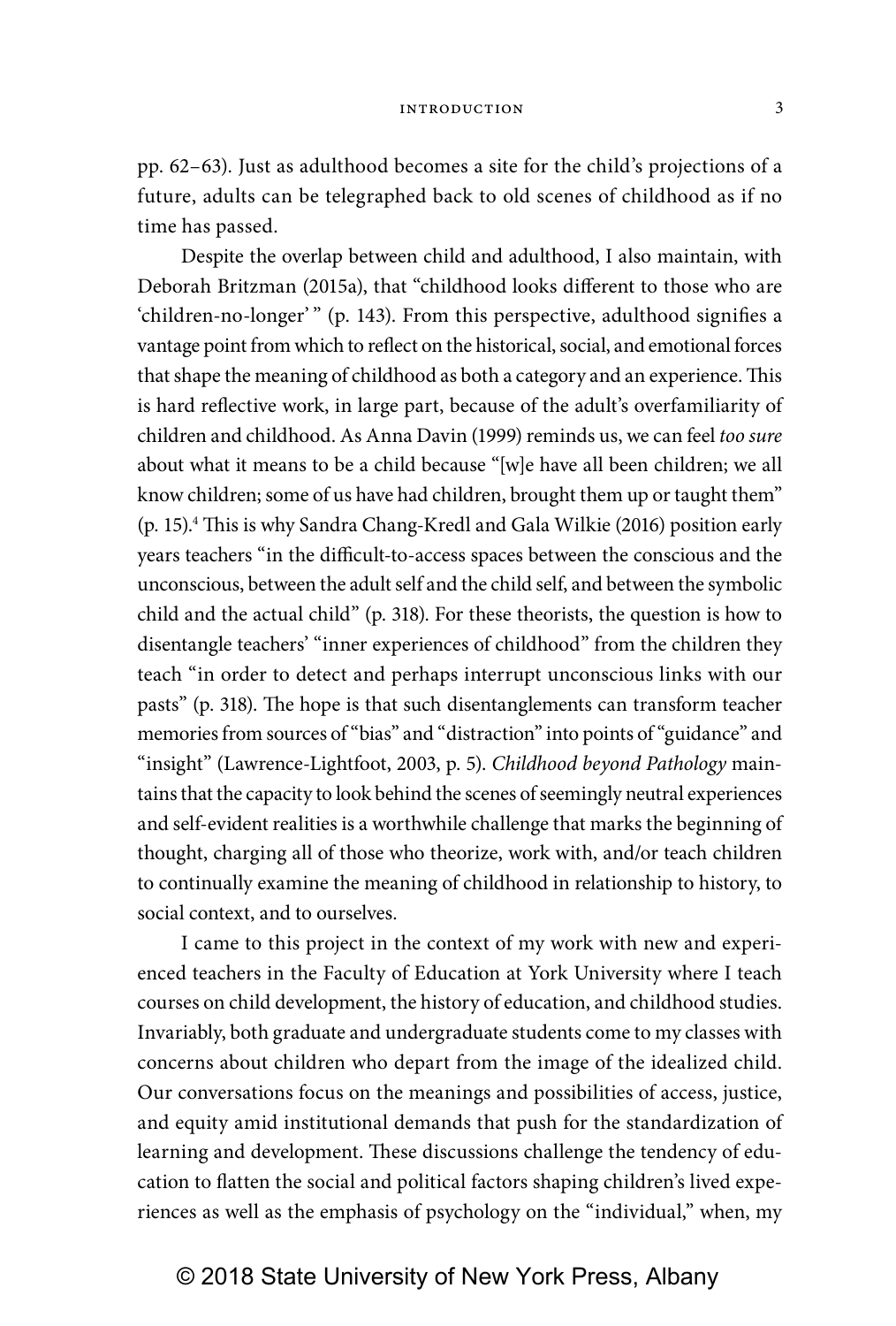pp. 62–63). Just as adulthood becomes a site for the child's projections of a future, adults can be telegraphed back to old scenes of childhood as if no time has passed.

Despite the overlap between child and adulthood, I also maintain, with Deborah Britzman (2015a), that "childhood looks different to those who are 'children-no-longer'" (p. 143). From this perspective, adulthood signifies a vantage point from which to reflect on the historical, social, and emotional forces that shape the meaning of childhood as both a category and an experience. This is hard reflective work, in large part, because of the adult's overfamiliarity of children and childhood. As Anna Davin (1999) reminds us, we can feel *too sure* about what it means to be a child because "[w]e have all been children; we all know children; some of us have had children, brought them up or taught them" (p. 15).[4] This is why Sandra Chang-Kredl and Gala Wilkie (2016) position early years teachers "in the difficult-to-access spaces between the conscious and the unconscious, between the adult self and the child self, and between the symbolic child and the actual child" (p. 318). For these theorists, the question is how to disentangle teachers' "inner experiences of childhood" from the children they teach "in order to detect and perhaps interrupt unconscious links with our pasts" (p. 318). The hope is that such disentanglements can transform teacher memories from sources of "bias" and "distraction" into points of "guidance" and "insight" (Lawrence-Lightfoot, 2003, p. 5). *Childhood beyond Pathology* maintains that the capacity to look behind the scenes of seemingly neutral experiences and self-evident realities is a worthwhile challenge that marks the beginning of thought, charging all of those who theorize, work with, and/or teach children to continually examine the meaning of childhood in relationship to history, to social context, and to ourselves.

I came to this project in the context of my work with new and experienced teachers in the Faculty of Education at York University where I teach courses on child development, the history of education, and childhood studies. Invariably, both graduate and undergraduate students come to my classes with concerns about children who depart from the image of the idealized child. Our conversations focus on the meanings and possibilities of access, justice, and equity amid institutional demands that push for the standardization of learning and development. These discussions challenge the tendency of education to flatten the social and political factors shaping children's lived experiences as well as the emphasis of psychology on the "individual," when, my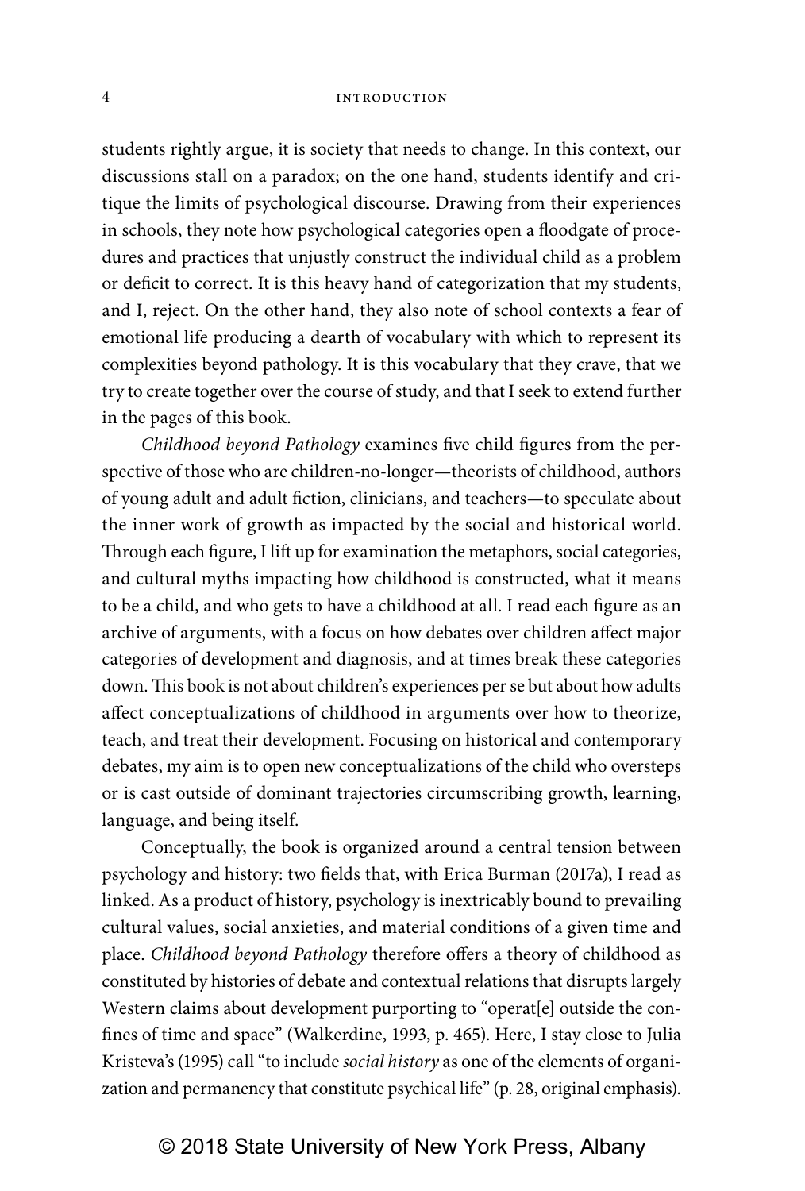students rightly argue, it is society that needs to change. In this context, our discussions stall on a paradox; on the one hand, students identify and critique the limits of psychological discourse. Drawing from their experiences in schools, they note how psychological categories open a floodgate of procedures and practices that unjustly construct the individual child as a problem or deficit to correct. It is this heavy hand of categorization that my students, and I, reject. On the other hand, they also note of school contexts a fear of emotional life producing a dearth of vocabulary with which to represent its complexities beyond pathology. It is this vocabulary that they crave, that we try to create together over the course of study, and that I seek to extend further in the pages of this book.

*Childhood beyond Pathology* examines five child figures from the perspective of those who are children-no-longer—theorists of childhood, authors of young adult and adult fiction, clinicians, and teachers—to speculate about the inner work of growth as impacted by the social and historical world. Through each figure, I lift up for examination the metaphors, social categories, and cultural myths impacting how childhood is constructed, what it means to be a child, and who gets to have a childhood at all. I read each figure as an archive of arguments, with a focus on how debates over children affect major categories of development and diagnosis, and at times break these categories down. This book is not about children's experiences per se but about how adults affect conceptualizations of childhood in arguments over how to theorize, teach, and treat their development. Focusing on historical and contemporary debates, my aim is to open new conceptualizations of the child who oversteps or is cast outside of dominant trajectories circumscribing growth, learning, language, and being itself.

Conceptually, the book is organized around a central tension between psychology and history: two fields that, with Erica Burman (2017a), I read as linked. As a product of history, psychology is inextricably bound to prevailing cultural values, social anxieties, and material conditions of a given time and place. *Childhood beyond Pathology* therefore offers a theory of childhood as constituted by histories of debate and contextual relations that disrupts largely Western claims about development purporting to "operat[e] outside the confines of time and space" (Walkerdine, 1993, p. 465). Here, I stay close to Julia Kristeva's (1995) call "to include *social history* as one of the elements of organization and permanency that constitute psychical life" (p. 28, original emphasis).

© 2018 State University of New York Press, Albany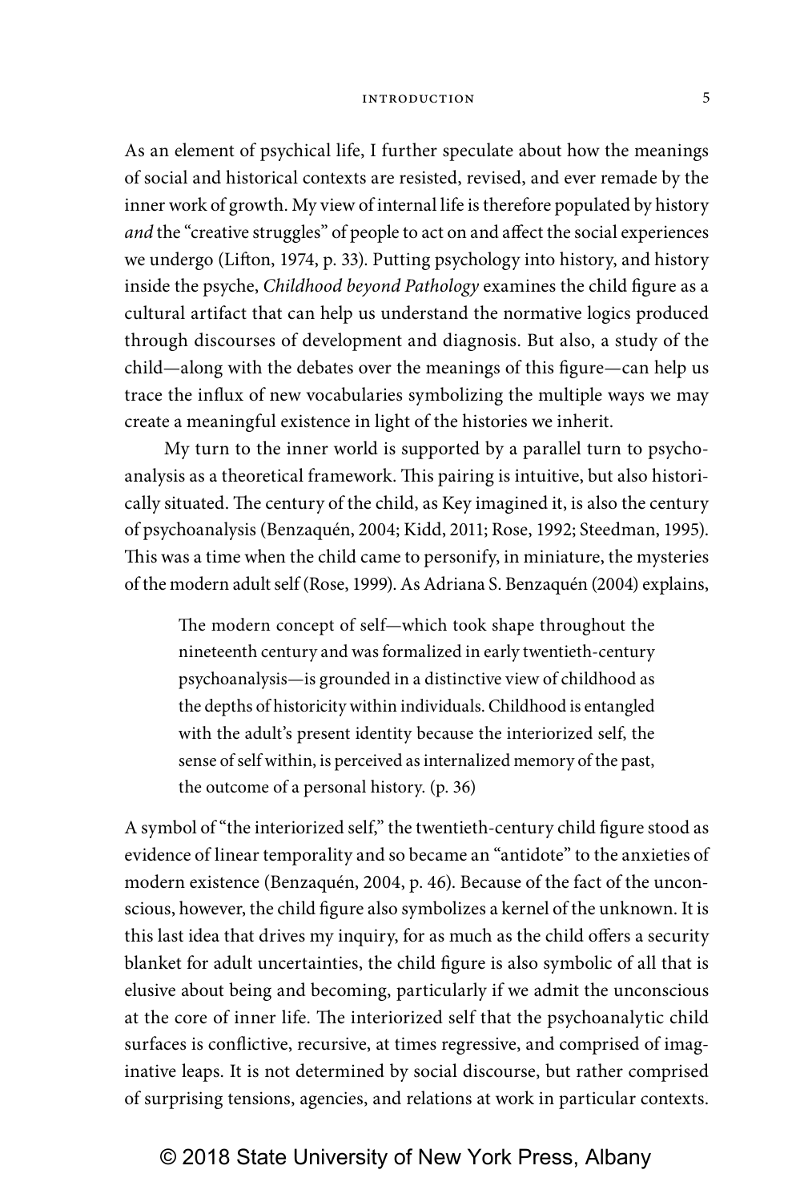As an element of psychical life, I further speculate about how the meanings of social and historical contexts are resisted, revised, and ever remade by the inner work of growth. My view of internal life is therefore populated by history *and* the "creative struggles" of people to act on and affect the social experiences we undergo (Lifton, 1974, p. 33). Putting psychology into history, and history inside the psyche, *Childhood beyond Pathology* examines the child figure as a cultural artifact that can help us understand the normative logics produced through discourses of development and diagnosis. But also, a study of the child—along with the debates over the meanings of this figure—can help us trace the influx of new vocabularies symbolizing the multiple ways we may create a meaningful existence in light of the histories we inherit.

My turn to the inner world is supported by a parallel turn to psychoanalysis as a theoretical framework. This pairing is intuitive, but also historically situated. The century of the child, as Key imagined it, is also the century of psychoanalysis (Benzaquén, 2004; Kidd, 2011; Rose, 1992; Steedman, 1995). This was a time when the child came to personify, in miniature, the mysteries of the modern adult self (Rose, 1999). As Adriana S. Benzaquén (2004) explains,

> The modern concept of self—which took shape throughout the nineteenth century and was formalized in early twentieth-century psychoanalysis—is grounded in a distinctive view of childhood as the depths of historicity within individuals. Childhood is entangled with the adult's present identity because the interiorized self, the sense of self within, is perceived as internalized memory of the past, the outcome of a personal history. (p. 36)

A symbol of "the interiorized self," the twentieth-century child figure stood as evidence of linear temporality and so became an "antidote" to the anxieties of modern existence (Benzaquén, 2004, p. 46). Because of the fact of the unconscious, however, the child figure also symbolizes a kernel of the unknown. It is this last idea that drives my inquiry, for as much as the child offers a security blanket for adult uncertainties, the child figure is also symbolic of all that is elusive about being and becoming, particularly if we admit the unconscious at the core of inner life. The interiorized self that the psychoanalytic child surfaces is conflictive, recursive, at times regressive, and comprised of imaginative leaps. It is not determined by social discourse, but rather comprised of surprising tensions, agencies, and relations at work in particular contexts.

© 2018 State University of New York Press, Albany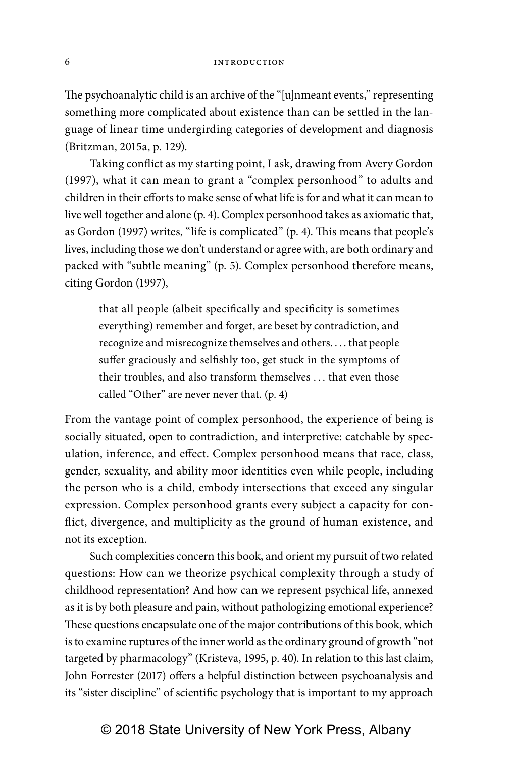The psychoanalytic child is an archive of the "[u]nmeant events," representing something more complicated about existence than can be settled in the language of linear time undergirding categories of development and diagnosis (Britzman, 2015a, p. 129).

Taking conflict as my starting point, I ask, drawing from Avery Gordon (1997), what it can mean to grant a "complex personhood" to adults and children in their efforts to make sense of what life is for and what it can mean to live well together and alone (p. 4). Complex personhood takes as axiomatic that, as Gordon (1997) writes, "life is complicated" (p. 4). This means that people's lives, including those we don't understand or agree with, are both ordinary and packed with "subtle meaning" (p. 5). Complex personhood therefore means, citing Gordon (1997),

> that all people (albeit specifically and specificity is sometimes everything) remember and forget, are beset by contradiction, and recognize and misrecognize themselves and others. . . . that people suffer graciously and selfishly too, get stuck in the symptoms of their troubles, and also transform themselves . . . that even those called "Other" are never never that. (p. 4)

From the vantage point of complex personhood, the experience of being is socially situated, open to contradiction, and interpretive: catchable by speculation, inference, and effect. Complex personhood means that race, class, gender, sexuality, and ability moor identities even while people, including the person who is a child, embody intersections that exceed any singular expression. Complex personhood grants every subject a capacity for conflict, divergence, and multiplicity as the ground of human existence, and not its exception.

Such complexities concern this book, and orient my pursuit of two related questions: How can we theorize psychical complexity through a study of childhood representation? And how can we represent psychical life, annexed as it is by both pleasure and pain, without pathologizing emotional experience? These questions encapsulate one of the major contributions of this book, which is to examine ruptures of the inner world as the ordinary ground of growth "not targeted by pharmacology" (Kristeva, 1995, p. 40). In relation to this last claim, John Forrester (2017) offers a helpful distinction between psychoanalysis and its "sister discipline" of scientific psychology that is important to my approach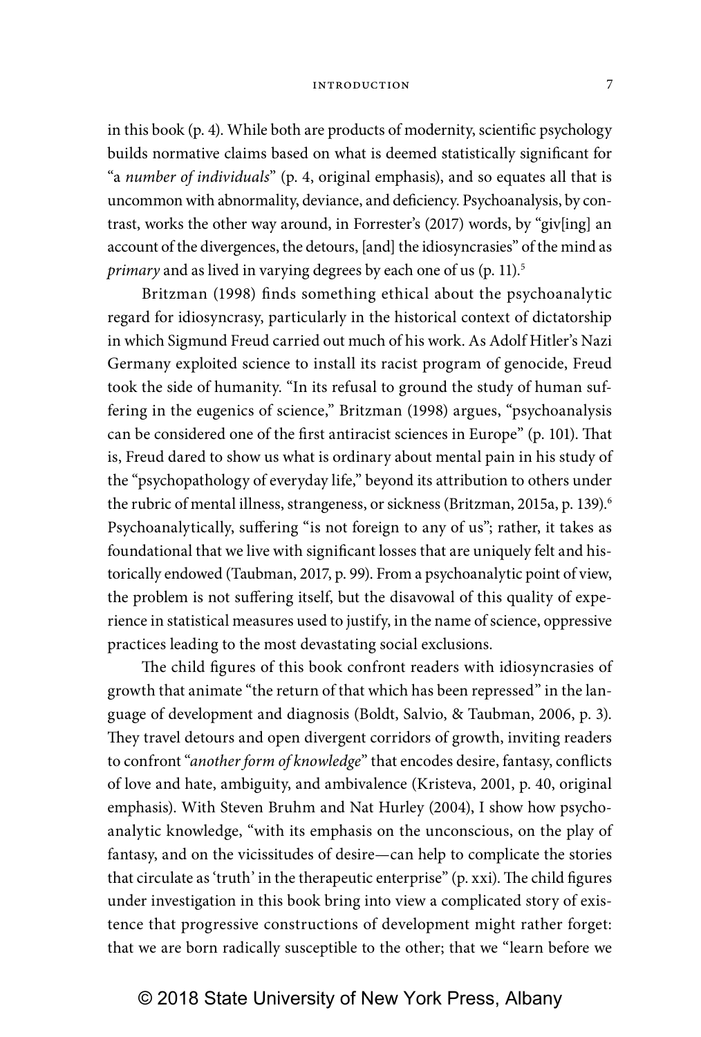in this book (p. 4). While both are products of modernity, scientific psychology builds normative claims based on what is deemed statistically significant for "a *number of individuals*" (p. 4, original emphasis), and so equates all that is uncommon with abnormality, deviance, and deficiency. Psychoanalysis, by contrast, works the other way around, in Forrester's (2017) words, by "giv[ing] an account of the divergences, the detours, [and] the idiosyncrasies" of the mind as *primary* and as lived in varying degrees by each one of us (p. 11).[5]

Britzman (1998) finds something ethical about the psychoanalytic regard for idiosyncrasy, particularly in the historical context of dictatorship in which Sigmund Freud carried out much of his work. As Adolf Hitler's Nazi Germany exploited science to install its racist program of genocide, Freud took the side of humanity. "In its refusal to ground the study of human suffering in the eugenics of science," Britzman (1998) argues, "psychoanalysis can be considered one of the first antiracist sciences in Europe" (p. 101). That is, Freud dared to show us what is ordinary about mental pain in his study of the "psychopathology of everyday life," beyond its attribution to others under the rubric of mental illness, strangeness, or sickness (Britzman, 2015a, p. 139).[6] Psychoanalytically, suffering "is not foreign to any of us"; rather, it takes as foundational that we live with significant losses that are uniquely felt and historically endowed (Taubman, 2017, p. 99). From a psychoanalytic point of view, the problem is not suffering itself, but the disavowal of this quality of experience in statistical measures used to justify, in the name of science, oppressive practices leading to the most devastating social exclusions.

The child figures of this book confront readers with idiosyncrasies of growth that animate "the return of that which has been repressed" in the language of development and diagnosis (Boldt, Salvio, & Taubman, 2006, p. 3). They travel detours and open divergent corridors of growth, inviting readers to confront "*another form of knowledge*" that encodes desire, fantasy, conflicts of love and hate, ambiguity, and ambivalence (Kristeva, 2001, p. 40, original emphasis). With Steven Bruhm and Nat Hurley (2004), I show how psychoanalytic knowledge, "with its emphasis on the unconscious, on the play of fantasy, and on the vicissitudes of desire—can help to complicate the stories that circulate as 'truth' in the therapeutic enterprise" (p. xxi). The child figures under investigation in this book bring into view a complicated story of existence that progressive constructions of development might rather forget: that we are born radically susceptible to the other; that we "learn before we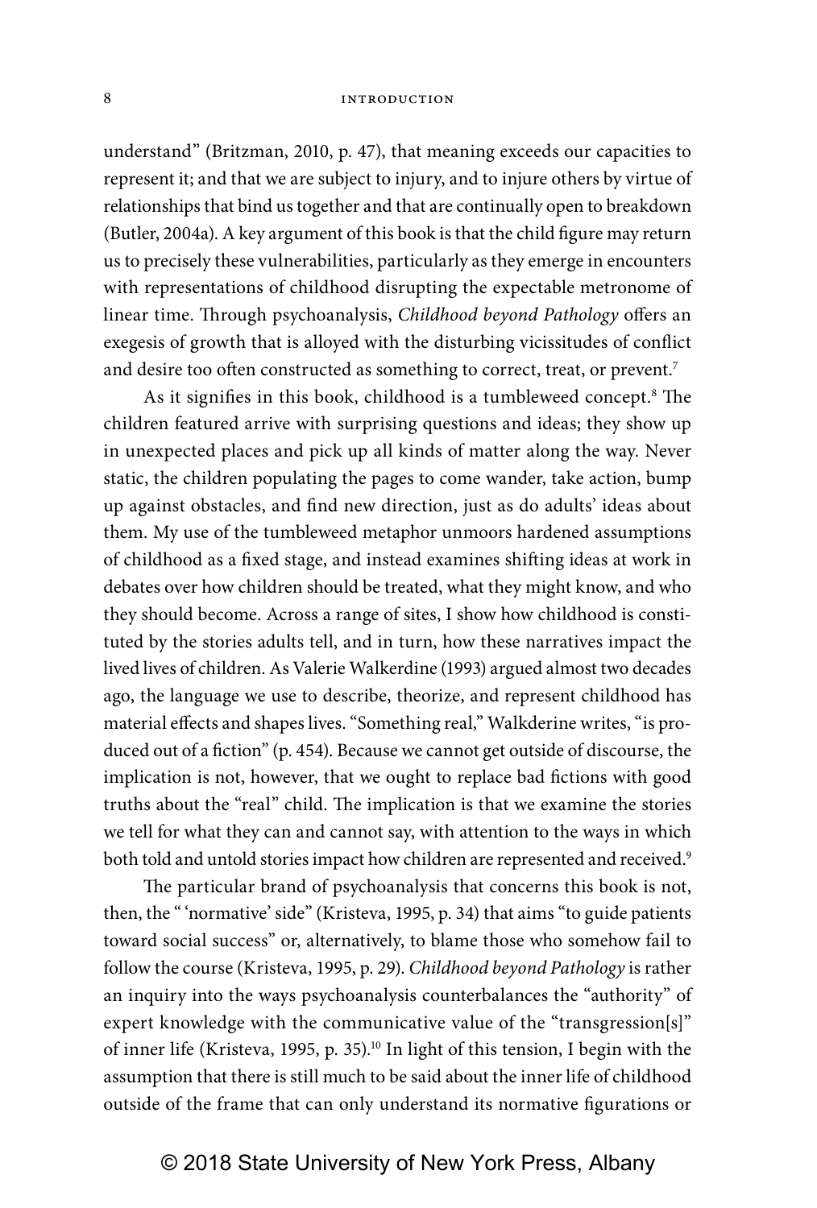understand" (Britzman, 2010, p. 47), that meaning exceeds our capacities to represent it; and that we are subject to injury, and to injure others by virtue of relationships that bind us together and that are continually open to breakdown (Butler, 2004a). A key argument of this book is that the child figure may return us to precisely these vulnerabilities, particularly as they emerge in encounters with representations of childhood disrupting the expectable metronome of linear time. Through psychoanalysis, *Childhood beyond Pathology* offers an exegesis of growth that is alloyed with the disturbing vicissitudes of conflict and desire too often constructed as something to correct, treat, or prevent.[7]

As it signifies in this book, childhood is a tumbleweed concept.[8] The children featured arrive with surprising questions and ideas; they show up in unexpected places and pick up all kinds of matter along the way. Never static, the children populating the pages to come wander, take action, bump up against obstacles, and find new direction, just as do adults' ideas about them. My use of the tumbleweed metaphor unmoors hardened assumptions of childhood as a fixed stage, and instead examines shifting ideas at work in debates over how children should be treated, what they might know, and who they should become. Across a range of sites, I show how childhood is constituted by the stories adults tell, and in turn, how these narratives impact the lived lives of children. As Valerie Walkerdine (1993) argued almost two decades ago, the language we use to describe, theorize, and represent childhood has material effects and shapes lives. "Something real," Walkderine writes, "is produced out of a fiction" (p. 454). Because we cannot get outside of discourse, the implication is not, however, that we ought to replace bad fictions with good truths about the "real" child. The implication is that we examine the stories we tell for what they can and cannot say, with attention to the ways in which both told and untold stories impact how children are represented and received.[9]

The particular brand of psychoanalysis that concerns this book is not, then, the " 'normative' side" (Kristeva, 1995, p. 34) that aims "to guide patients toward social success" or, alternatively, to blame those who somehow fail to follow the course (Kristeva, 1995, p. 29). *Childhood beyond Pathology* is rather an inquiry into the ways psychoanalysis counterbalances the "authority" of expert knowledge with the communicative value of the "transgression[s]" of inner life (Kristeva, 1995, p. 35).[10] In light of this tension, I begin with the assumption that there is still much to be said about the inner life of childhood outside of the frame that can only understand its normative figurations or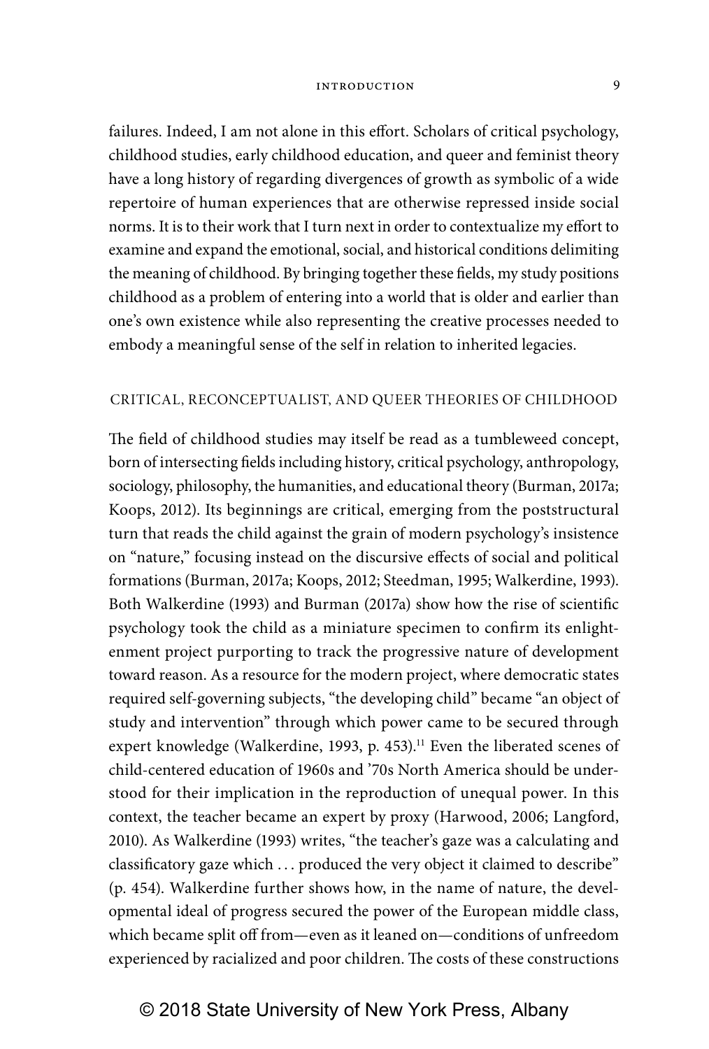failures. Indeed, I am not alone in this effort. Scholars of critical psychology, childhood studies, early childhood education, and queer and feminist theory have a long history of regarding divergences of growth as symbolic of a wide repertoire of human experiences that are otherwise repressed inside social norms. It is to their work that I turn next in order to contextualize my effort to examine and expand the emotional, social, and historical conditions delimiting the meaning of childhood. By bringing together these fields, my study positions childhood as a problem of entering into a world that is older and earlier than one's own existence while also representing the creative processes needed to embody a meaningful sense of the self in relation to inherited legacies.

## CRITICAL, RECONCEPTUALIST, AND QUEER THEORIES OF CHILDHOOD

The field of childhood studies may itself be read as a tumbleweed concept, born of intersecting fields including history, critical psychology, anthropology, sociology, philosophy, the humanities, and educational theory (Burman, 2017a; Koops, 2012). Its beginnings are critical, emerging from the poststructural turn that reads the child against the grain of modern psychology's insistence on "nature," focusing instead on the discursive effects of social and political formations (Burman, 2017a; Koops, 2012; Steedman, 1995; Walkerdine, 1993). Both Walkerdine (1993) and Burman (2017a) show how the rise of scientific psychology took the child as a miniature specimen to confirm its enlightenment project purporting to track the progressive nature of development toward reason. As a resource for the modern project, where democratic states required self-governing subjects, "the developing child" became "an object of study and intervention" through which power came to be secured through expert knowledge (Walkerdine, 1993, p. 453).[11] Even the liberated scenes of child-centered education of 1960s and '70s North America should be understood for their implication in the reproduction of unequal power. In this context, the teacher became an expert by proxy (Harwood, 2006; Langford, 2010). As Walkerdine (1993) writes, "the teacher's gaze was a calculating and classificatory gaze which . . . produced the very object it claimed to describe" (p. 454). Walkerdine further shows how, in the name of nature, the developmental ideal of progress secured the power of the European middle class, which became split off from—even as it leaned on—conditions of unfreedom experienced by racialized and poor children. The costs of these constructions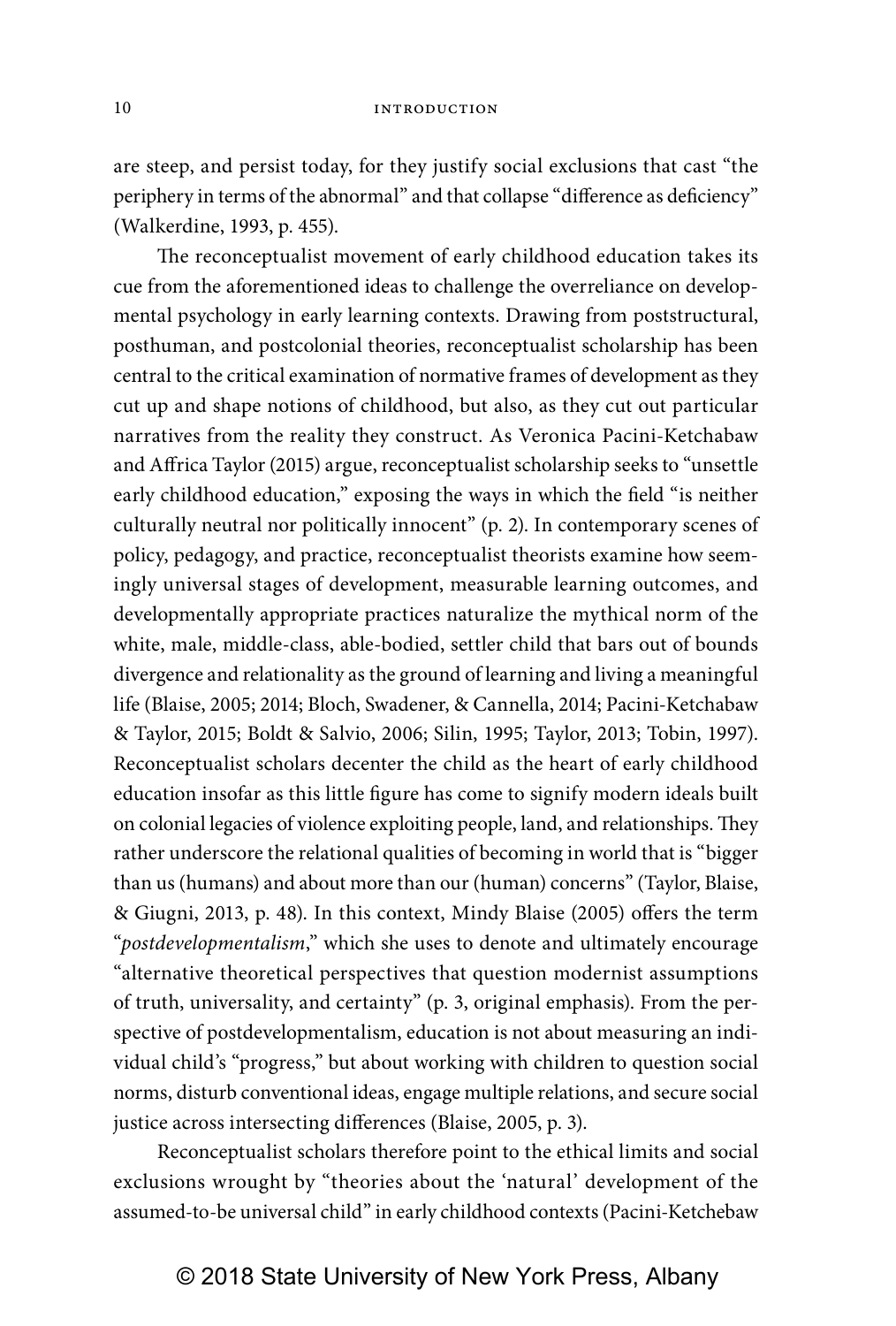are steep, and persist today, for they justify social exclusions that cast "the periphery in terms of the abnormal" and that collapse "difference as deficiency" (Walkerdine, 1993, p. 455).

The reconceptualist movement of early childhood education takes its cue from the aforementioned ideas to challenge the overreliance on developmental psychology in early learning contexts. Drawing from poststructural, posthuman, and postcolonial theories, reconceptualist scholarship has been central to the critical examination of normative frames of development as they cut up and shape notions of childhood, but also, as they cut out particular narratives from the reality they construct. As Veronica Pacini-Ketchabaw and Affrica Taylor (2015) argue, reconceptualist scholarship seeks to "unsettle early childhood education," exposing the ways in which the field "is neither culturally neutral nor politically innocent" (p. 2). In contemporary scenes of policy, pedagogy, and practice, reconceptualist theorists examine how seemingly universal stages of development, measurable learning outcomes, and developmentally appropriate practices naturalize the mythical norm of the white, male, middle-class, able-bodied, settler child that bars out of bounds divergence and relationality as the ground of learning and living a meaningful life (Blaise, 2005; 2014; Bloch, Swadener, & Cannella, 2014; Pacini-Ketchabaw & Taylor, 2015; Boldt & Salvio, 2006; Silin, 1995; Taylor, 2013; Tobin, 1997). Reconceptualist scholars decenter the child as the heart of early childhood education insofar as this little figure has come to signify modern ideals built on colonial legacies of violence exploiting people, land, and relationships. They rather underscore the relational qualities of becoming in world that is "bigger than us (humans) and about more than our (human) concerns" (Taylor, Blaise, & Giugni, 2013, p. 48). In this context, Mindy Blaise (2005) offers the term "*postdevelopmentalism*," which she uses to denote and ultimately encourage "alternative theoretical perspectives that question modernist assumptions of truth, universality, and certainty" (p. 3, original emphasis). From the perspective of postdevelopmentalism, education is not about measuring an individual child's "progress," but about working with children to question social norms, disturb conventional ideas, engage multiple relations, and secure social justice across intersecting differences (Blaise, 2005, p. 3).

Reconceptualist scholars therefore point to the ethical limits and social exclusions wrought by "theories about the 'natural' development of the assumed-to-be universal child" in early childhood contexts (Pacini-Ketchebaw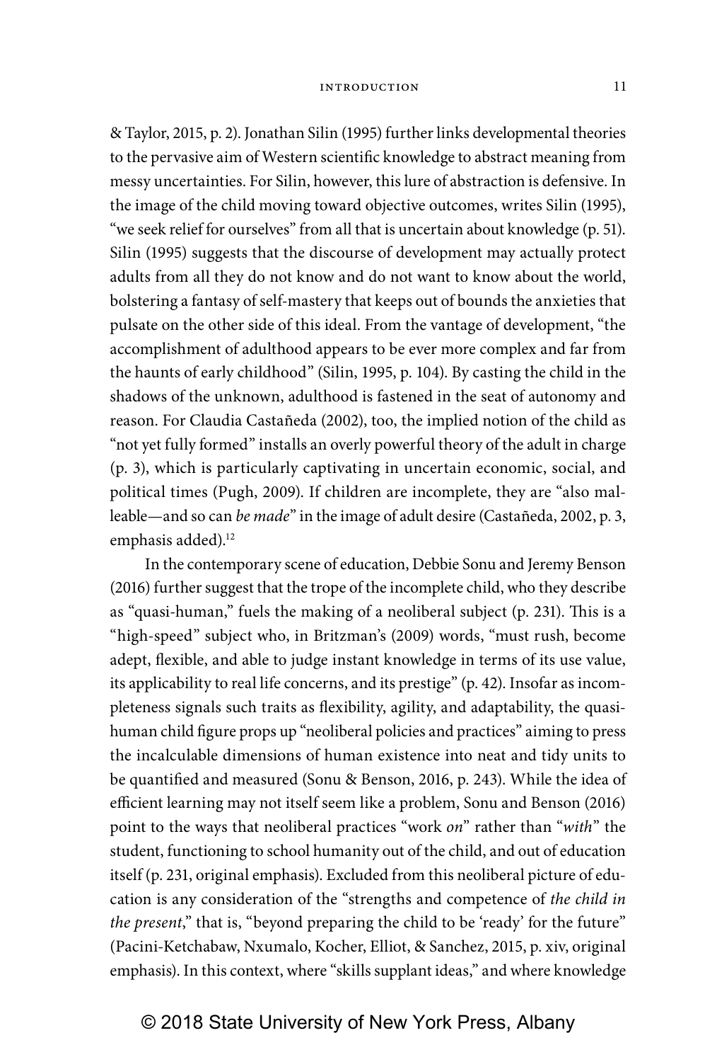& Taylor, 2015, p. 2). Jonathan Silin (1995) further links developmental theories to the pervasive aim of Western scientific knowledge to abstract meaning from messy uncertainties. For Silin, however, this lure of abstraction is defensive. In the image of the child moving toward objective outcomes, writes Silin (1995), "we seek relief for ourselves" from all that is uncertain about knowledge (p. 51). Silin (1995) suggests that the discourse of development may actually protect adults from all they do not know and do not want to know about the world, bolstering a fantasy of self-mastery that keeps out of bounds the anxieties that pulsate on the other side of this ideal. From the vantage of development, "the accomplishment of adulthood appears to be ever more complex and far from the haunts of early childhood" (Silin, 1995, p. 104). By casting the child in the shadows of the unknown, adulthood is fastened in the seat of autonomy and reason. For Claudia Castañeda (2002), too, the implied notion of the child as "not yet fully formed" installs an overly powerful theory of the adult in charge (p. 3), which is particularly captivating in uncertain economic, social, and political times (Pugh, 2009). If children are incomplete, they are "also malleable—and so can *be made*" in the image of adult desire (Castañeda, 2002, p. 3, emphasis added).[12]

In the contemporary scene of education, Debbie Sonu and Jeremy Benson (2016) further suggest that the trope of the incomplete child, who they describe as "quasi-human," fuels the making of a neoliberal subject (p. 231). This is a "high-speed" subject who, in Britzman's (2009) words, "must rush, become adept, flexible, and able to judge instant knowledge in terms of its use value, its applicability to real life concerns, and its prestige" (p. 42). Insofar as incompleteness signals such traits as flexibility, agility, and adaptability, the quasi-human child figure props up "neoliberal policies and practices" aiming to press the incalculable dimensions of human existence into neat and tidy units to be quantified and measured (Sonu & Benson, 2016, p. 243). While the idea of efficient learning may not itself seem like a problem, Sonu and Benson (2016) point to the ways that neoliberal practices "work *on*" rather than "*with*" the student, functioning to school humanity out of the child, and out of education itself (p. 231, original emphasis). Excluded from this neoliberal picture of education is any consideration of the "strengths and competence of *the child in the present*," that is, "beyond preparing the child to be 'ready' for the future" (Pacini-Ketchabaw, Nxumalo, Kocher, Elliot, & Sanchez, 2015, p. xiv, original emphasis). In this context, where "skills supplant ideas," and where knowledge

© 2018 State University of New York Press, Albany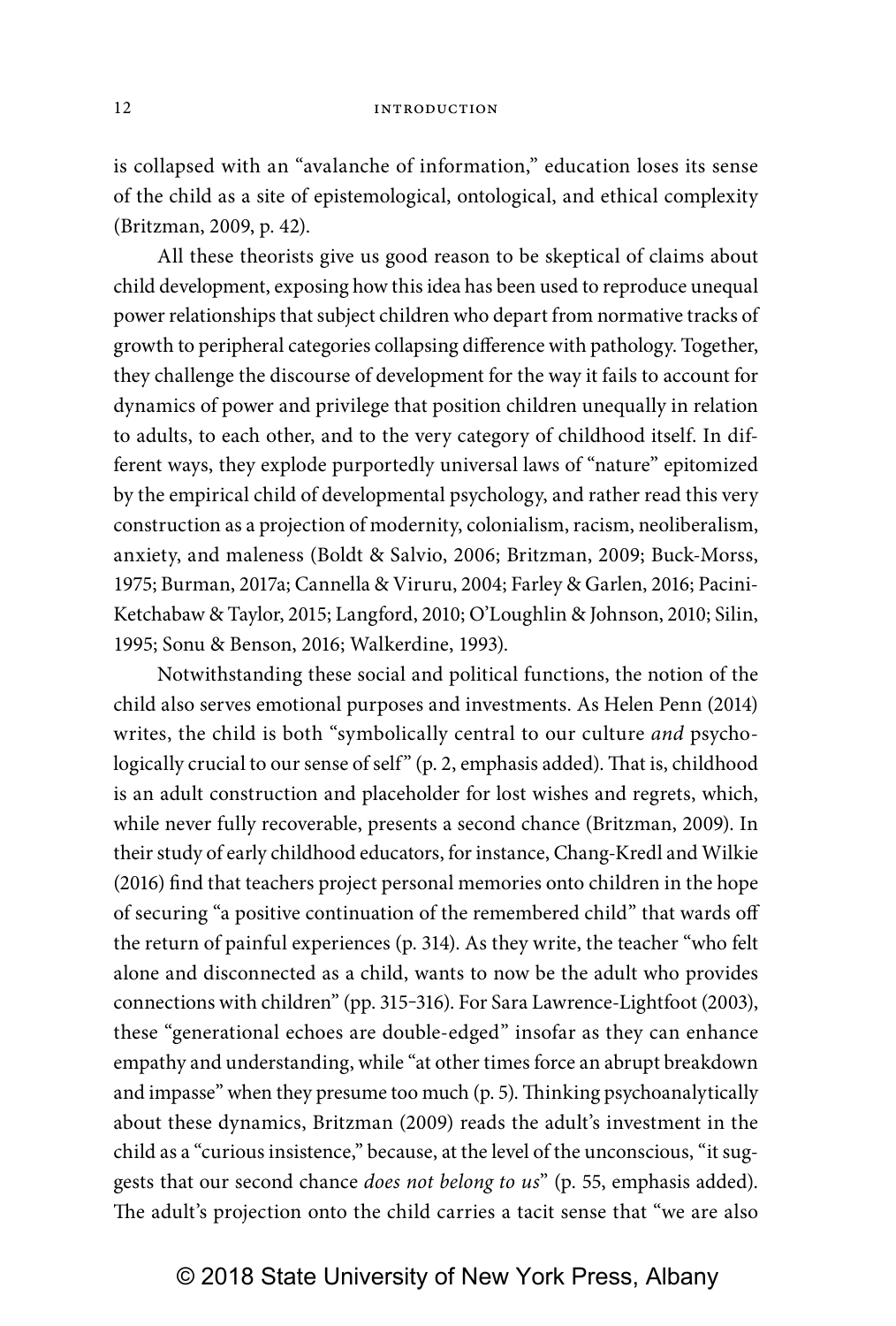is collapsed with an "avalanche of information," education loses its sense of the child as a site of epistemological, ontological, and ethical complexity (Britzman, 2009, p. 42).

All these theorists give us good reason to be skeptical of claims about child development, exposing how this idea has been used to reproduce unequal power relationships that subject children who depart from normative tracks of growth to peripheral categories collapsing difference with pathology. Together, they challenge the discourse of development for the way it fails to account for dynamics of power and privilege that position children unequally in relation to adults, to each other, and to the very category of childhood itself. In different ways, they explode purportedly universal laws of "nature" epitomized by the empirical child of developmental psychology, and rather read this very construction as a projection of modernity, colonialism, racism, neoliberalism, anxiety, and maleness (Boldt & Salvio, 2006; Britzman, 2009; Buck-Morss, 1975; Burman, 2017a; Cannella & Viruru, 2004; Farley & Garlen, 2016; Pacini-Ketchabaw & Taylor, 2015; Langford, 2010; O'Loughlin & Johnson, 2010; Silin, 1995; Sonu & Benson, 2016; Walkerdine, 1993).

Notwithstanding these social and political functions, the notion of the child also serves emotional purposes and investments. As Helen Penn (2014) writes, the child is both "symbolically central to our culture *and* psychologically crucial to our sense of self" (p. 2, emphasis added). That is, childhood is an adult construction and placeholder for lost wishes and regrets, which, while never fully recoverable, presents a second chance (Britzman, 2009). In their study of early childhood educators, for instance, Chang-Kredl and Wilkie (2016) find that teachers project personal memories onto children in the hope of securing "a positive continuation of the remembered child" that wards off the return of painful experiences (p. 314). As they write, the teacher "who felt alone and disconnected as a child, wants to now be the adult who provides connections with children" (pp. 315–316). For Sara Lawrence-Lightfoot (2003), these "generational echoes are double-edged" insofar as they can enhance empathy and understanding, while "at other times force an abrupt breakdown and impasse" when they presume too much (p. 5). Thinking psychoanalytically about these dynamics, Britzman (2009) reads the adult's investment in the child as a "curious insistence," because, at the level of the unconscious, "it suggests that our second chance *does not belong to us*" (p. 55, emphasis added). The adult's projection onto the child carries a tacit sense that "we are also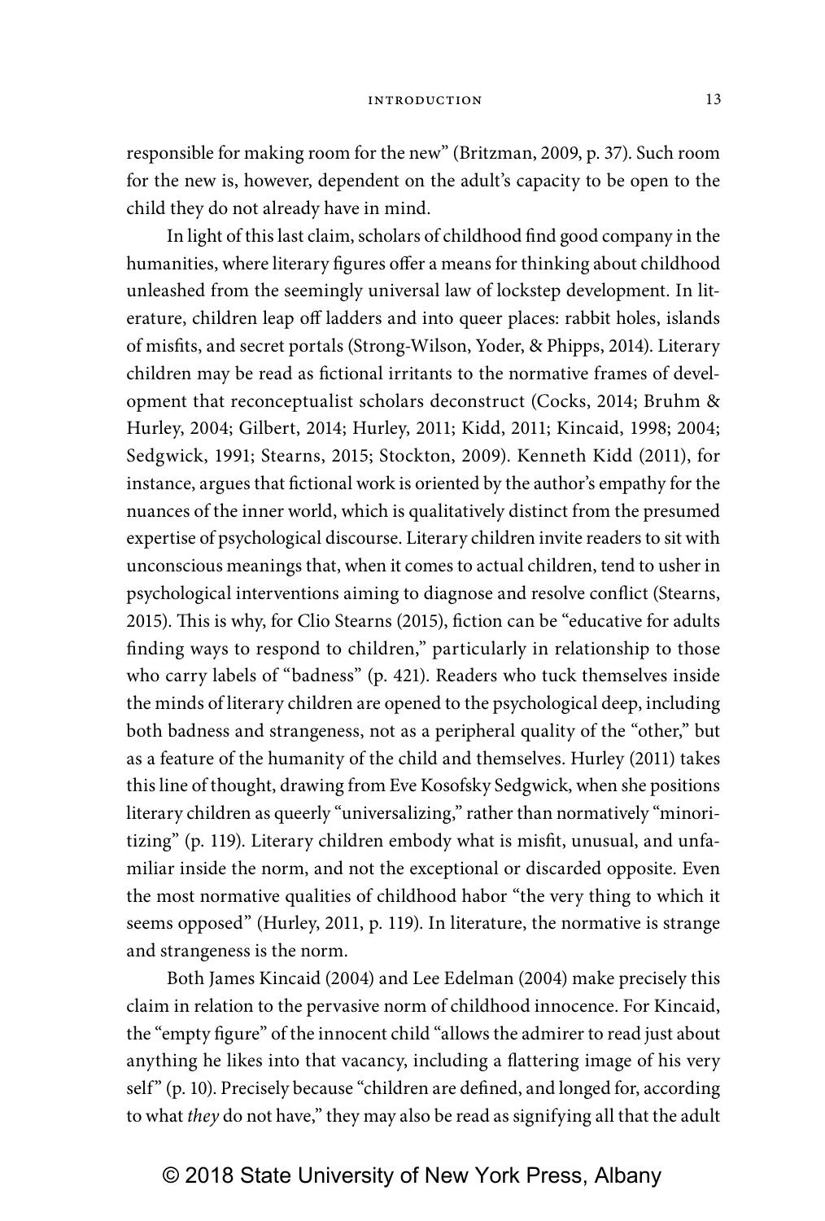responsible for making room for the new" (Britzman, 2009, p. 37). Such room for the new is, however, dependent on the adult's capacity to be open to the child they do not already have in mind.

In light of this last claim, scholars of childhood find good company in the humanities, where literary figures offer a means for thinking about childhood unleashed from the seemingly universal law of lockstep development. In literature, children leap off ladders and into queer places: rabbit holes, islands of misfits, and secret portals (Strong-Wilson, Yoder, & Phipps, 2014). Literary children may be read as fictional irritants to the normative frames of development that reconceptualist scholars deconstruct (Cocks, 2014; Bruhm & Hurley, 2004; Gilbert, 2014; Hurley, 2011; Kidd, 2011; Kincaid, 1998; 2004; Sedgwick, 1991; Stearns, 2015; Stockton, 2009). Kenneth Kidd (2011), for instance, argues that fictional work is oriented by the author's empathy for the nuances of the inner world, which is qualitatively distinct from the presumed expertise of psychological discourse. Literary children invite readers to sit with unconscious meanings that, when it comes to actual children, tend to usher in psychological interventions aiming to diagnose and resolve conflict (Stearns, 2015). This is why, for Clio Stearns (2015), fiction can be "educative for adults finding ways to respond to children," particularly in relationship to those who carry labels of "badness" (p. 421). Readers who tuck themselves inside the minds of literary children are opened to the psychological deep, including both badness and strangeness, not as a peripheral quality of the "other," but as a feature of the humanity of the child and themselves. Hurley (2011) takes this line of thought, drawing from Eve Kosofsky Sedgwick, when she positions literary children as queerly "universalizing," rather than normatively "minoritizing" (p. 119). Literary children embody what is misfit, unusual, and unfamiliar inside the norm, and not the exceptional or discarded opposite. Even the most normative qualities of childhood habor "the very thing to which it seems opposed" (Hurley, 2011, p. 119). In literature, the normative is strange and strangeness is the norm.

Both James Kincaid (2004) and Lee Edelman (2004) make precisely this claim in relation to the pervasive norm of childhood innocence. For Kincaid, the "empty figure" of the innocent child "allows the admirer to read just about anything he likes into that vacancy, including a flattering image of his very self" (p. 10). Precisely because "children are defined, and longed for, according to what *they* do not have," they may also be read as signifying all that the adult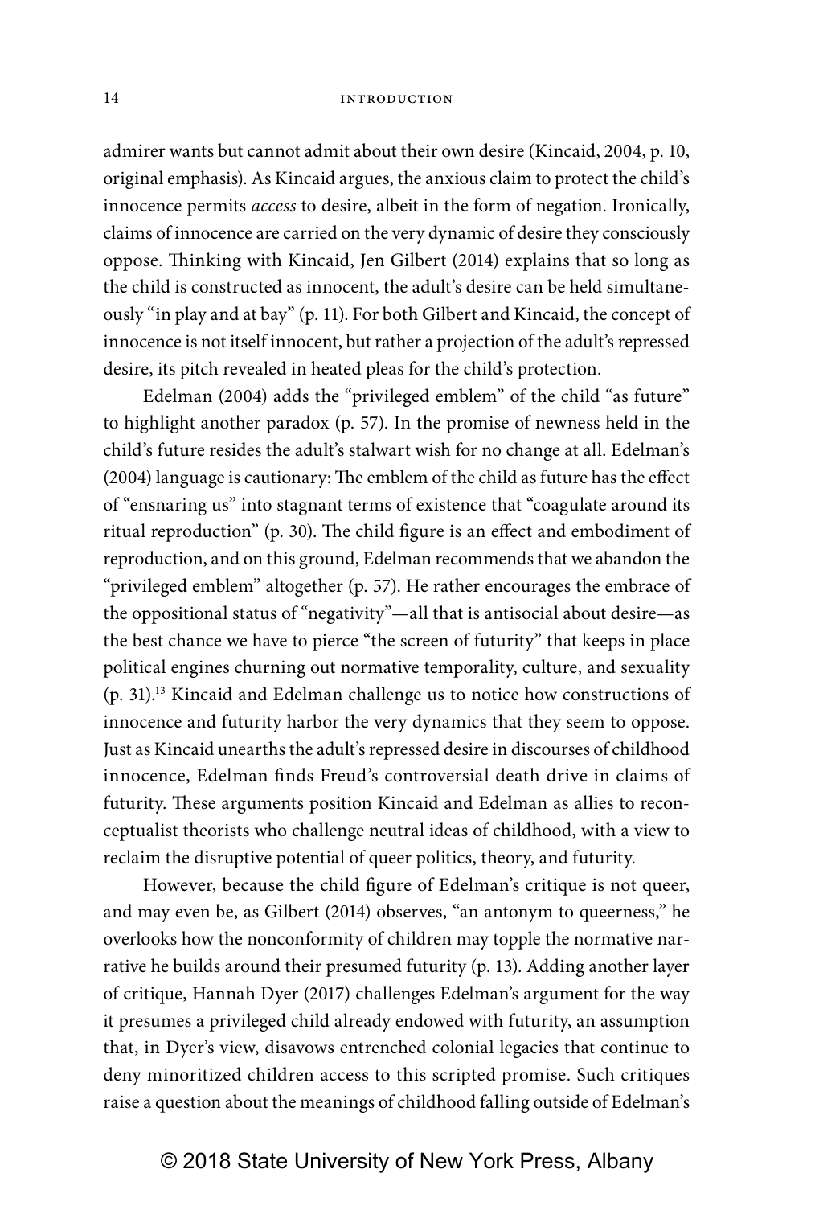admirer wants but cannot admit about their own desire (Kincaid, 2004, p. 10, original emphasis). As Kincaid argues, the anxious claim to protect the child's innocence permits *access* to desire, albeit in the form of negation. Ironically, claims of innocence are carried on the very dynamic of desire they consciously oppose. Thinking with Kincaid, Jen Gilbert (2014) explains that so long as the child is constructed as innocent, the adult's desire can be held simultaneously "in play and at bay" (p. 11). For both Gilbert and Kincaid, the concept of innocence is not itself innocent, but rather a projection of the adult's repressed desire, its pitch revealed in heated pleas for the child's protection.

Edelman (2004) adds the "privileged emblem" of the child "as future" to highlight another paradox (p. 57). In the promise of newness held in the child's future resides the adult's stalwart wish for no change at all. Edelman's (2004) language is cautionary: The emblem of the child as future has the effect of "ensnaring us" into stagnant terms of existence that "coagulate around its ritual reproduction" (p. 30). The child figure is an effect and embodiment of reproduction, and on this ground, Edelman recommends that we abandon the "privileged emblem" altogether (p. 57). He rather encourages the embrace of the oppositional status of "negativity"—all that is antisocial about desire—as the best chance we have to pierce "the screen of futurity" that keeps in place political engines churning out normative temporality, culture, and sexuality (p. 31).[13] Kincaid and Edelman challenge us to notice how constructions of innocence and futurity harbor the very dynamics that they seem to oppose. Just as Kincaid unearths the adult's repressed desire in discourses of childhood innocence, Edelman finds Freud's controversial death drive in claims of futurity. These arguments position Kincaid and Edelman as allies to reconceptualist theorists who challenge neutral ideas of childhood, with a view to reclaim the disruptive potential of queer politics, theory, and futurity.

However, because the child figure of Edelman's critique is not queer, and may even be, as Gilbert (2014) observes, "an antonym to queerness," he overlooks how the nonconformity of children may topple the normative narrative he builds around their presumed futurity (p. 13). Adding another layer of critique, Hannah Dyer (2017) challenges Edelman's argument for the way it presumes a privileged child already endowed with futurity, an assumption that, in Dyer's view, disavows entrenched colonial legacies that continue to deny minoritized children access to this scripted promise. Such critiques raise a question about the meanings of childhood falling outside of Edelman's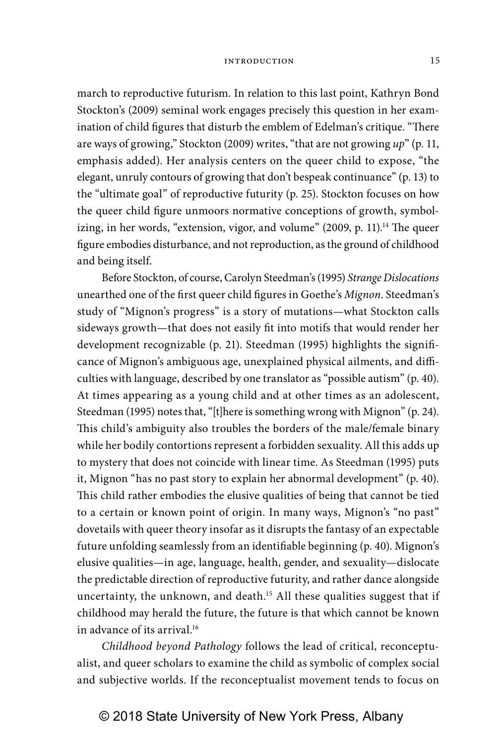march to reproductive futurism. In relation to this last point, Kathryn Bond Stockton's (2009) seminal work engages precisely this question in her examination of child figures that disturb the emblem of Edelman's critique. "There are ways of growing," Stockton (2009) writes, "that are not growing *up*" (p. 11, emphasis added). Her analysis centers on the queer child to expose, "the elegant, unruly contours of growing that don't bespeak continuance" (p. 13) to the "ultimate goal" of reproductive futurity (p. 25). Stockton focuses on how the queer child figure unmoors normative conceptions of growth, symbolizing, in her words, "extension, vigor, and volume" (2009, p. 11).[14] The queer figure embodies disturbance, and not reproduction, as the ground of childhood and being itself.

Before Stockton, of course, Carolyn Steedman's (1995) *Strange Dislocations* unearthed one of the first queer child figures in Goethe's *Mignon*. Steedman's study of "Mignon's progress" is a story of mutations—what Stockton calls sideways growth—that does not easily fit into motifs that would render her development recognizable (p. 21). Steedman (1995) highlights the significance of Mignon's ambiguous age, unexplained physical ailments, and difficulties with language, described by one translator as "possible autism" (p. 40). At times appearing as a young child and at other times as an adolescent, Steedman (1995) notes that, "[t]here is something wrong with Mignon" (p. 24). This child's ambiguity also troubles the borders of the male/female binary while her bodily contortions represent a forbidden sexuality. All this adds up to mystery that does not coincide with linear time. As Steedman (1995) puts it, Mignon "has no past story to explain her abnormal development" (p. 40). This child rather embodies the elusive qualities of being that cannot be tied to a certain or known point of origin. In many ways, Mignon's "no past" dovetails with queer theory insofar as it disrupts the fantasy of an expectable future unfolding seamlessly from an identifiable beginning (p. 40). Mignon's elusive qualities—in age, language, health, gender, and sexuality—dislocate the predictable direction of reproductive futurity, and rather dance alongside uncertainty, the unknown, and death.[15] All these qualities suggest that if childhood may herald the future, the future is that which cannot be known in advance of its arrival.[16]

*Childhood beyond Pathology* follows the lead of critical, reconceptualist, and queer scholars to examine the child as symbolic of complex social and subjective worlds. If the reconceptualist movement tends to focus on

© 2018 State University of New York Press, Albany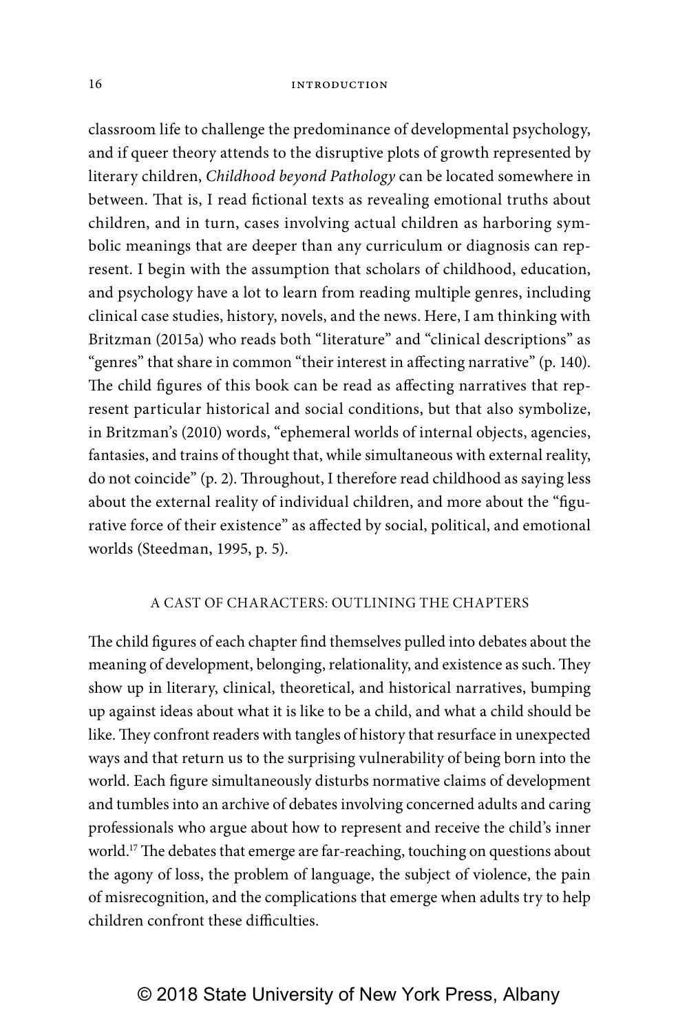classroom life to challenge the predominance of developmental psychology, and if queer theory attends to the disruptive plots of growth represented by literary children, *Childhood beyond Pathology* can be located somewhere in between. That is, I read fictional texts as revealing emotional truths about children, and in turn, cases involving actual children as harboring symbolic meanings that are deeper than any curriculum or diagnosis can represent. I begin with the assumption that scholars of childhood, education, and psychology have a lot to learn from reading multiple genres, including clinical case studies, history, novels, and the news. Here, I am thinking with Britzman (2015a) who reads both "literature" and "clinical descriptions" as "genres" that share in common "their interest in affecting narrative" (p. 140). The child figures of this book can be read as affecting narratives that represent particular historical and social conditions, but that also symbolize, in Britzman's (2010) words, "ephemeral worlds of internal objects, agencies, fantasies, and trains of thought that, while simultaneous with external reality, do not coincide" (p. 2). Throughout, I therefore read childhood as saying less about the external reality of individual children, and more about the "figurative force of their existence" as affected by social, political, and emotional worlds (Steedman, 1995, p. 5).

## A CAST OF CHARACTERS: OUTLINING THE CHAPTERS

The child figures of each chapter find themselves pulled into debates about the meaning of development, belonging, relationality, and existence as such. They show up in literary, clinical, theoretical, and historical narratives, bumping up against ideas about what it is like to be a child, and what a child should be like. They confront readers with tangles of history that resurface in unexpected ways and that return us to the surprising vulnerability of being born into the world. Each figure simultaneously disturbs normative claims of development and tumbles into an archive of debates involving concerned adults and caring professionals who argue about how to represent and receive the child's inner world.[17] The debates that emerge are far-reaching, touching on questions about the agony of loss, the problem of language, the subject of violence, the pain of misrecognition, and the complications that emerge when adults try to help children confront these difficulties.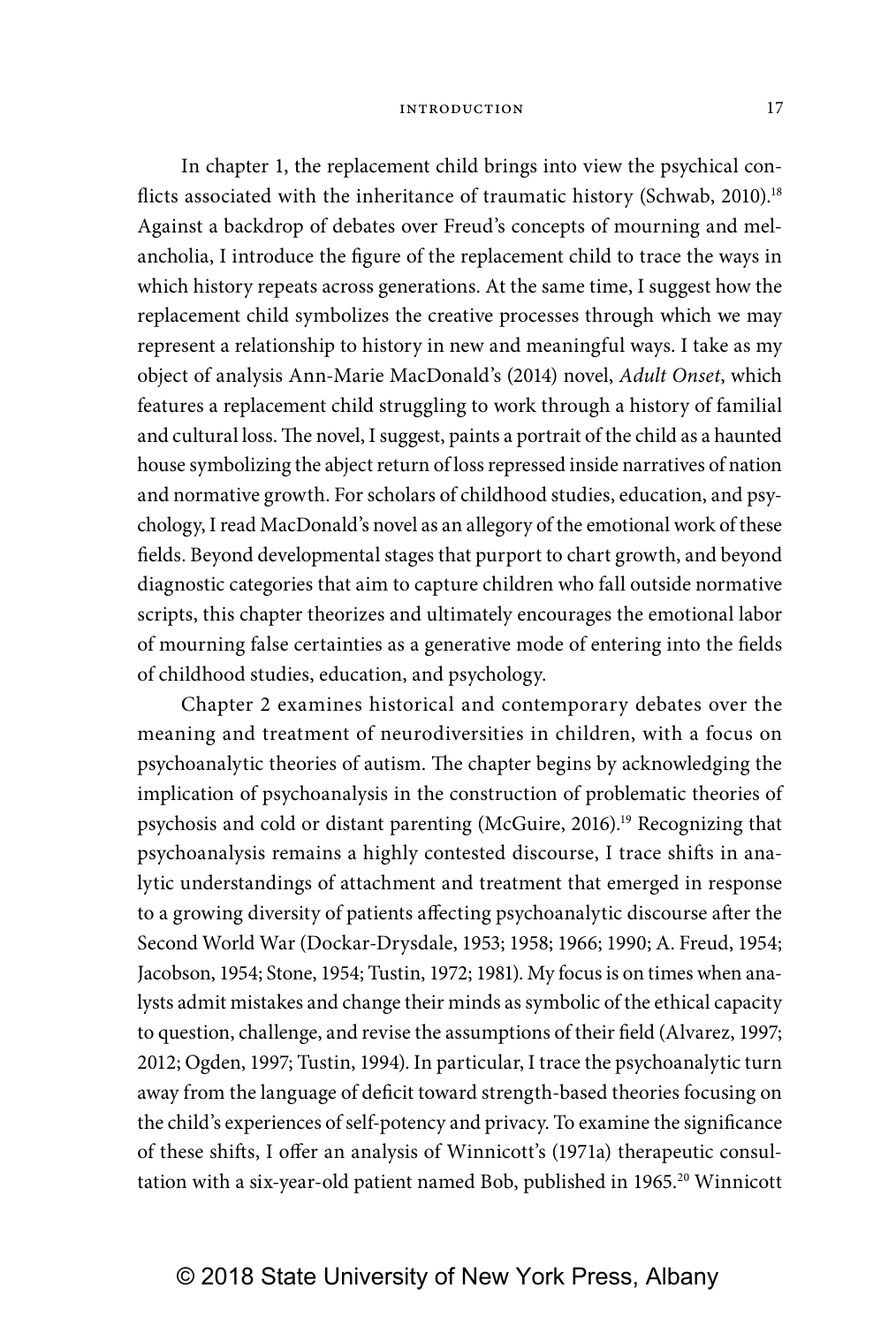In chapter 1, the replacement child brings into view the psychical conflicts associated with the inheritance of traumatic history (Schwab, 2010).[18] Against a backdrop of debates over Freud's concepts of mourning and melancholia, I introduce the figure of the replacement child to trace the ways in which history repeats across generations. At the same time, I suggest how the replacement child symbolizes the creative processes through which we may represent a relationship to history in new and meaningful ways. I take as my object of analysis Ann-Marie MacDonald's (2014) novel, *Adult Onset*, which features a replacement child struggling to work through a history of familial and cultural loss. The novel, I suggest, paints a portrait of the child as a haunted house symbolizing the abject return of loss repressed inside narratives of nation and normative growth. For scholars of childhood studies, education, and psychology, I read MacDonald's novel as an allegory of the emotional work of these fields. Beyond developmental stages that purport to chart growth, and beyond diagnostic categories that aim to capture children who fall outside normative scripts, this chapter theorizes and ultimately encourages the emotional labor of mourning false certainties as a generative mode of entering into the fields of childhood studies, education, and psychology.

Chapter 2 examines historical and contemporary debates over the meaning and treatment of neurodiversities in children, with a focus on psychoanalytic theories of autism. The chapter begins by acknowledging the implication of psychoanalysis in the construction of problematic theories of psychosis and cold or distant parenting (McGuire, 2016).[19] Recognizing that psychoanalysis remains a highly contested discourse, I trace shifts in analytic understandings of attachment and treatment that emerged in response to a growing diversity of patients affecting psychoanalytic discourse after the Second World War (Dockar-Drysdale, 1953; 1958; 1966; 1990; A. Freud, 1954; Jacobson, 1954; Stone, 1954; Tustin, 1972; 1981). My focus is on times when analysts admit mistakes and change their minds as symbolic of the ethical capacity to question, challenge, and revise the assumptions of their field (Alvarez, 1997; 2012; Ogden, 1997; Tustin, 1994). In particular, I trace the psychoanalytic turn away from the language of deficit toward strength-based theories focusing on the child's experiences of self-potency and privacy. To examine the significance of these shifts, I offer an analysis of Winnicott's (1971a) therapeutic consultation with a six-year-old patient named Bob, published in 1965.[20] Winnicott

© 2018 State University of New York Press, Albany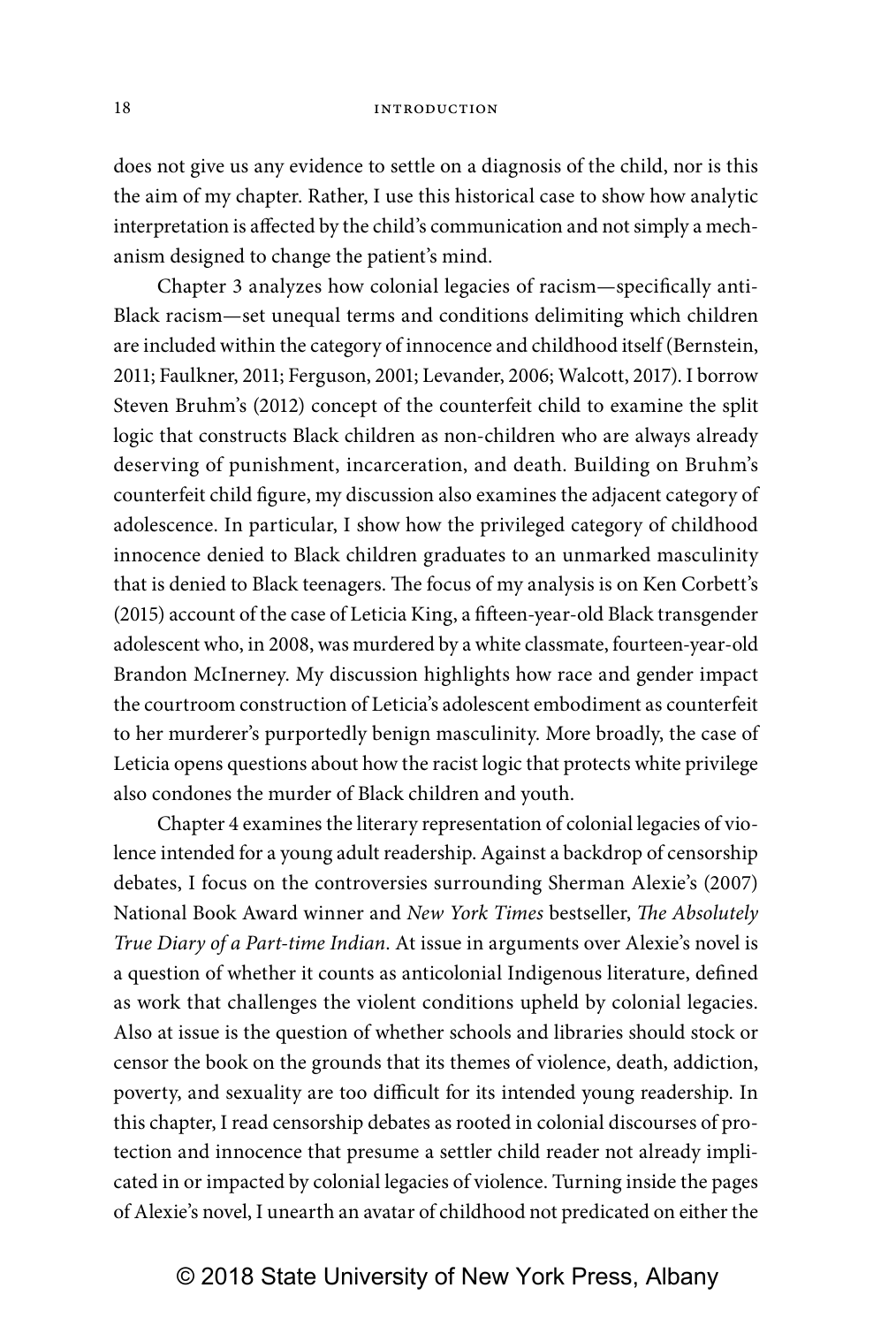does not give us any evidence to settle on a diagnosis of the child, nor is this the aim of my chapter. Rather, I use this historical case to show how analytic interpretation is affected by the child's communication and not simply a mechanism designed to change the patient's mind.

Chapter 3 analyzes how colonial legacies of racism—specifically anti-Black racism—set unequal terms and conditions delimiting which children are included within the category of innocence and childhood itself (Bernstein, 2011; Faulkner, 2011; Ferguson, 2001; Levander, 2006; Walcott, 2017). I borrow Steven Bruhm's (2012) concept of the counterfeit child to examine the split logic that constructs Black children as non-children who are always already deserving of punishment, incarceration, and death. Building on Bruhm's counterfeit child figure, my discussion also examines the adjacent category of adolescence. In particular, I show how the privileged category of childhood innocence denied to Black children graduates to an unmarked masculinity that is denied to Black teenagers. The focus of my analysis is on Ken Corbett's (2015) account of the case of Leticia King, a fifteen-year-old Black transgender adolescent who, in 2008, was murdered by a white classmate, fourteen-year-old Brandon McInerney. My discussion highlights how race and gender impact the courtroom construction of Leticia's adolescent embodiment as counterfeit to her murderer's purportedly benign masculinity. More broadly, the case of Leticia opens questions about how the racist logic that protects white privilege also condones the murder of Black children and youth.

Chapter 4 examines the literary representation of colonial legacies of violence intended for a young adult readership. Against a backdrop of censorship debates, I focus on the controversies surrounding Sherman Alexie's (2007) National Book Award winner and *New York Times* bestseller, *The Absolutely True Diary of a Part-time Indian*. At issue in arguments over Alexie's novel is a question of whether it counts as anticolonial Indigenous literature, defined as work that challenges the violent conditions upheld by colonial legacies. Also at issue is the question of whether schools and libraries should stock or censor the book on the grounds that its themes of violence, death, addiction, poverty, and sexuality are too difficult for its intended young readership. In this chapter, I read censorship debates as rooted in colonial discourses of protection and innocence that presume a settler child reader not already implicated in or impacted by colonial legacies of violence. Turning inside the pages of Alexie's novel, I unearth an avatar of childhood not predicated on either the

© 2018 State University of New York Press, Albany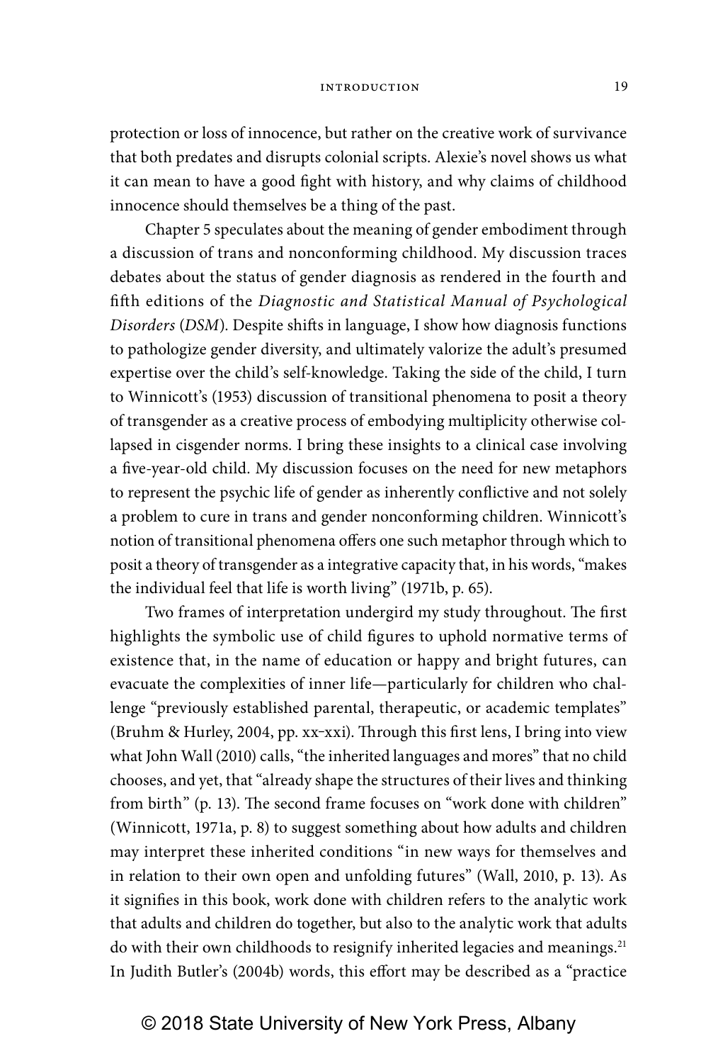protection or loss of innocence, but rather on the creative work of survivance that both predates and disrupts colonial scripts. Alexie's novel shows us what it can mean to have a good fight with history, and why claims of childhood innocence should themselves be a thing of the past.

Chapter 5 speculates about the meaning of gender embodiment through a discussion of trans and nonconforming childhood. My discussion traces debates about the status of gender diagnosis as rendered in the fourth and fifth editions of the *Diagnostic and Statistical Manual of Psychological Disorders* (*DSM*). Despite shifts in language, I show how diagnosis functions to pathologize gender diversity, and ultimately valorize the adult's presumed expertise over the child's self-knowledge. Taking the side of the child, I turn to Winnicott's (1953) discussion of transitional phenomena to posit a theory of transgender as a creative process of embodying multiplicity otherwise collapsed in cisgender norms. I bring these insights to a clinical case involving a five-year-old child. My discussion focuses on the need for new metaphors to represent the psychic life of gender as inherently conflictive and not solely a problem to cure in trans and gender nonconforming children. Winnicott's notion of transitional phenomena offers one such metaphor through which to posit a theory of transgender as a integrative capacity that, in his words, "makes the individual feel that life is worth living" (1971b, p. 65).

Two frames of interpretation undergird my study throughout. The first highlights the symbolic use of child figures to uphold normative terms of existence that, in the name of education or happy and bright futures, can evacuate the complexities of inner life—particularly for children who challenge "previously established parental, therapeutic, or academic templates" (Bruhm & Hurley, 2004, pp. xx–xxi). Through this first lens, I bring into view what John Wall (2010) calls, "the inherited languages and mores" that no child chooses, and yet, that "already shape the structures of their lives and thinking from birth" (p. 13). The second frame focuses on "work done with children" (Winnicott, 1971a, p. 8) to suggest something about how adults and children may interpret these inherited conditions "in new ways for themselves and in relation to their own open and unfolding futures" (Wall, 2010, p. 13). As it signifies in this book, work done with children refers to the analytic work that adults and children do together, but also to the analytic work that adults do with their own childhoods to resignify inherited legacies and meanings.[21] In Judith Butler's (2004b) words, this effort may be described as a "practice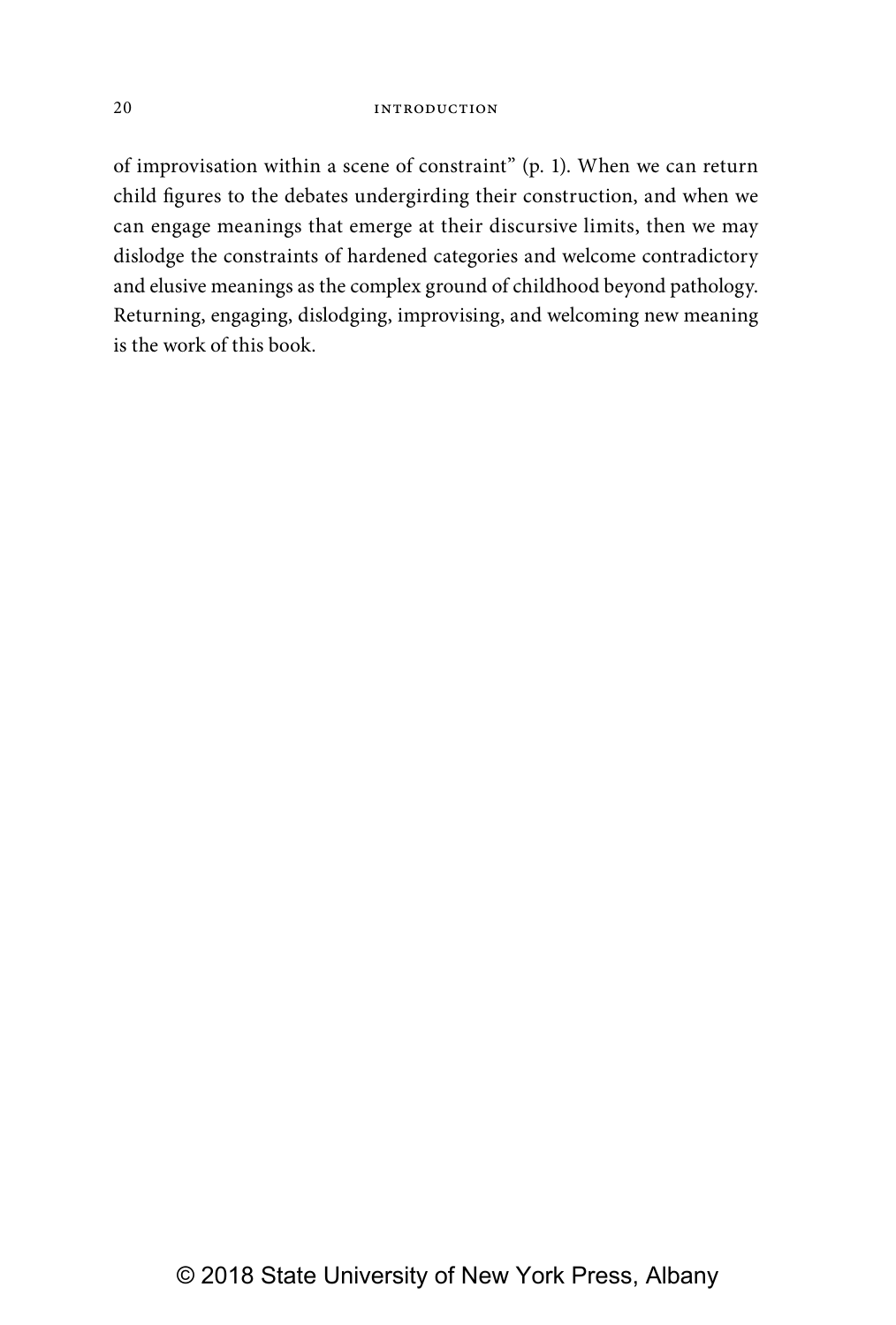of improvisation within a scene of constraint" (p. 1). When we can return child figures to the debates undergirding their construction, and when we can engage meanings that emerge at their discursive limits, then we may dislodge the constraints of hardened categories and welcome contradictory and elusive meanings as the complex ground of childhood beyond pathology. Returning, engaging, dislodging, improvising, and welcoming new meaning is the work of this book.